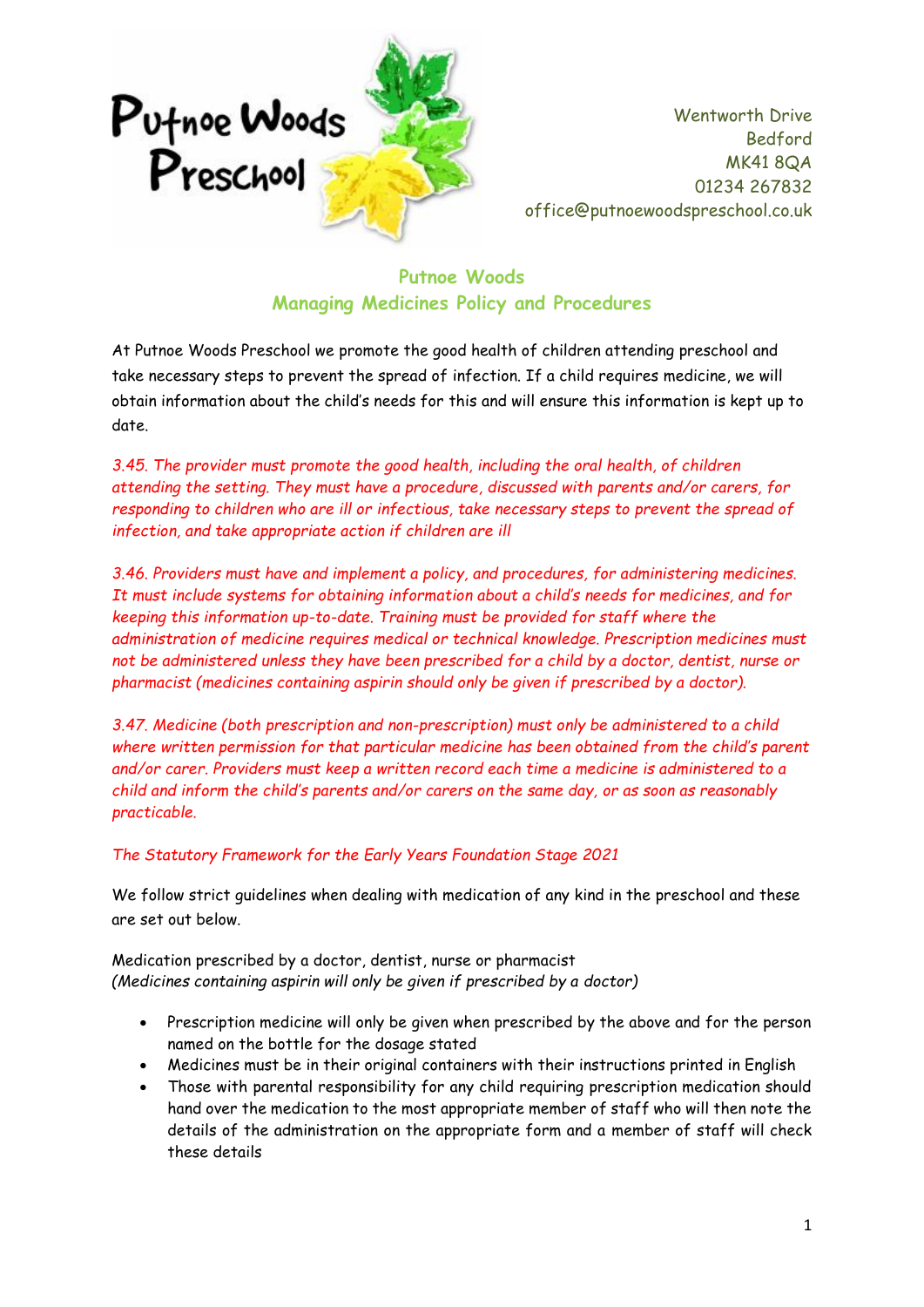Putnoe Woods Preschool

Wentworth Drive
Bedford
MK41 8QA
01234 267832
office@putnoewoodspreschool.co.uk

## Putnoe Woods
## Managing Medicines Policy and Procedures

At Putnoe Woods Preschool we promote the good health of children attending preschool and take necessary steps to prevent the spread of infection. If a child requires medicine, we will obtain information about the child's needs for this and will ensure this information is kept up to date.

*3.45. The provider must promote the good health, including the oral health, of children attending the setting. They must have a procedure, discussed with parents and/or carers, for responding to children who are ill or infectious, take necessary steps to prevent the spread of infection, and take appropriate action if children are ill*

*3.46. Providers must have and implement a policy, and procedures, for administering medicines. It must include systems for obtaining information about a child's needs for medicines, and for keeping this information up-to-date. Training must be provided for staff where the administration of medicine requires medical or technical knowledge. Prescription medicines must not be administered unless they have been prescribed for a child by a doctor, dentist, nurse or pharmacist (medicines containing aspirin should only be given if prescribed by a doctor).*

*3.47. Medicine (both prescription and non-prescription) must only be administered to a child where written permission for that particular medicine has been obtained from the child's parent and/or carer. Providers must keep a written record each time a medicine is administered to a child and inform the child's parents and/or carers on the same day, or as soon as reasonably practicable.*

*The Statutory Framework for the Early Years Foundation Stage 2021*

We follow strict guidelines when dealing with medication of any kind in the preschool and these are set out below.

Medication prescribed by a doctor, dentist, nurse or pharmacist
*(Medicines containing aspirin will only be given if prescribed by a doctor)*

- Prescription medicine will only be given when prescribed by the above and for the person named on the bottle for the dosage stated
- Medicines must be in their original containers with their instructions printed in English
- Those with parental responsibility for any child requiring prescription medication should hand over the medication to the most appropriate member of staff who will then note the details of the administration on the appropriate form and a member of staff will check these details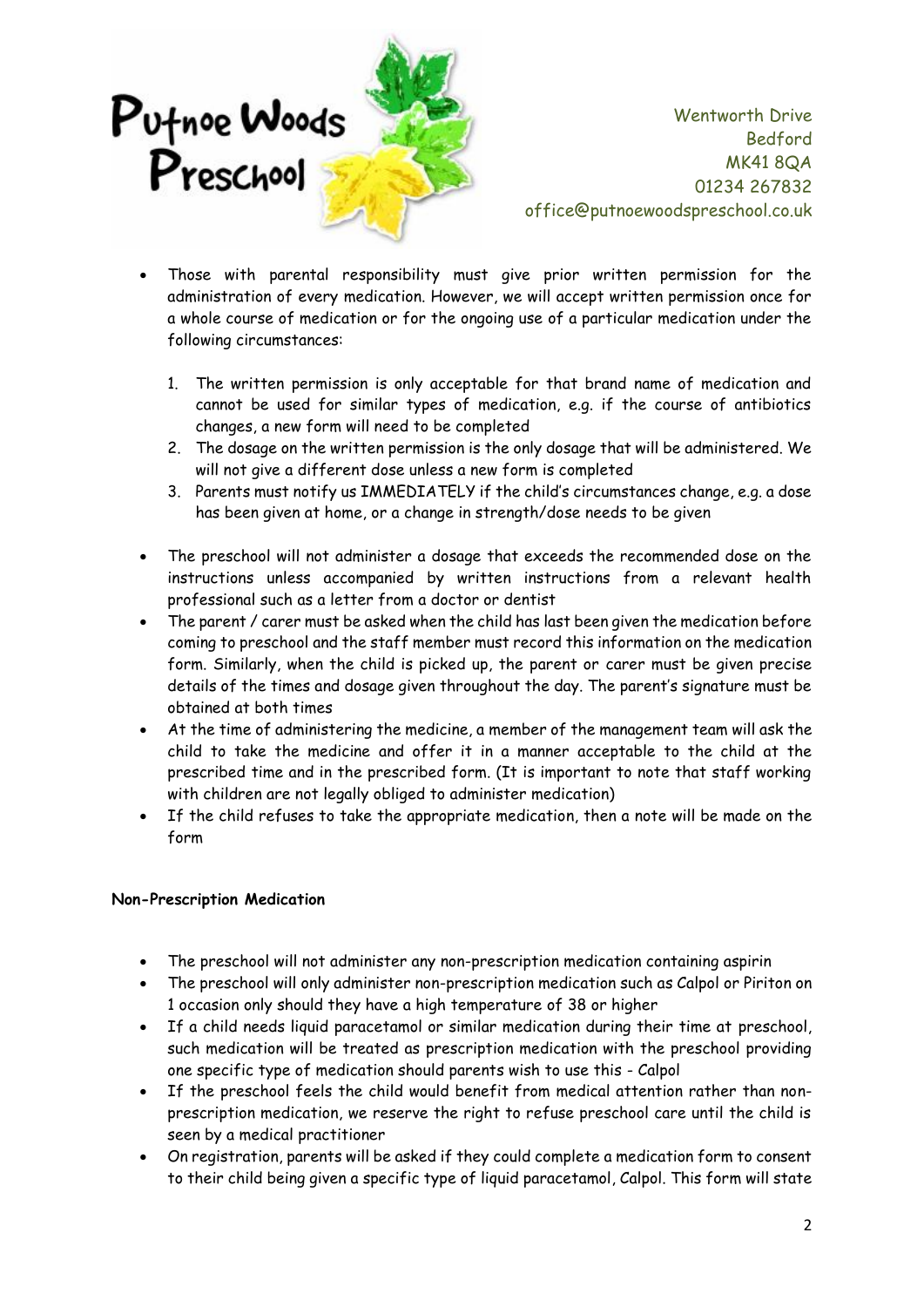- Those with parental responsibility must give prior written permission for the administration of every medication. However, we will accept written permission once for a whole course of medication or for the ongoing use of a particular medication under the following circumstances:

    1. The written permission is only acceptable for that brand name of medication and cannot be used for similar types of medication, e.g. if the course of antibiotics changes, a new form will need to be completed
    2. The dosage on the written permission is the only dosage that will be administered. We will not give a different dose unless a new form is completed
    3. Parents must notify us IMMEDIATELY if the child's circumstances change, e.g. a dose has been given at home, or a change in strength/dose needs to be given

- The preschool will not administer a dosage that exceeds the recommended dose on the instructions unless accompanied by written instructions from a relevant health professional such as a letter from a doctor or dentist
- The parent / carer must be asked when the child has last been given the medication before coming to preschool and the staff member must record this information on the medication form. Similarly, when the child is picked up, the parent or carer must be given precise details of the times and dosage given throughout the day. The parent's signature must be obtained at both times
- At the time of administering the medicine, a member of the management team will ask the child to take the medicine and offer it in a manner acceptable to the child at the prescribed time and in the prescribed form. (It is important to note that staff working with children are not legally obliged to administer medication)
- If the child refuses to take the appropriate medication, then a note will be made on the form

**Non-Prescription Medication**

- The preschool will not administer any non-prescription medication containing aspirin
- The preschool will only administer non-prescription medication such as Calpol or Piriton on 1 occasion only should they have a high temperature of 38 or higher
- If a child needs liquid paracetamol or similar medication during their time at preschool, such medication will be treated as prescription medication with the preschool providing one specific type of medication should parents wish to use this - Calpol
- If the preschool feels the child would benefit from medical attention rather than non-prescription medication, we reserve the right to refuse preschool care until the child is seen by a medical practitioner
- On registration, parents will be asked if they could complete a medication form to consent to their child being given a specific type of liquid paracetamol, Calpol. This form will state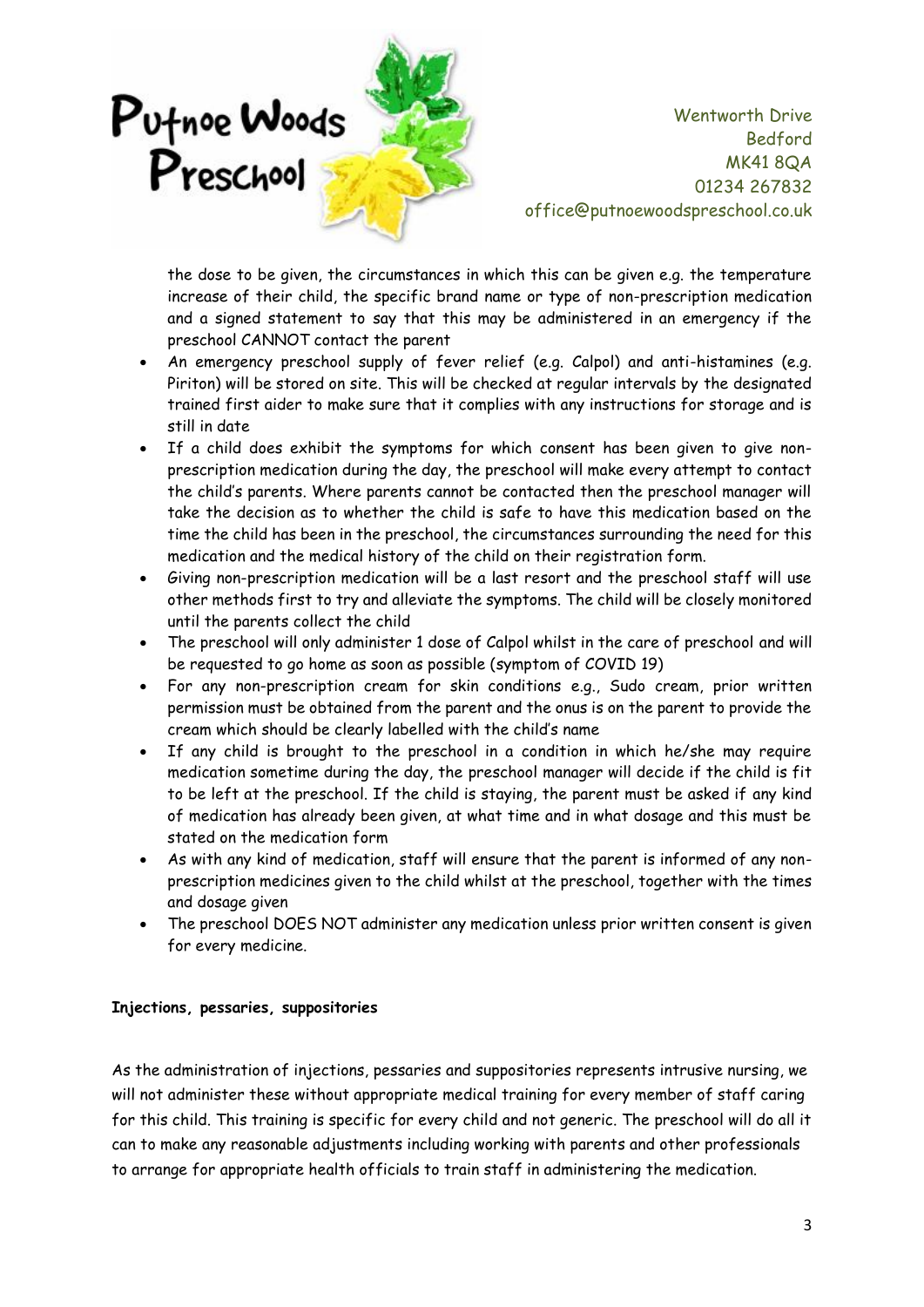the dose to be given, the circumstances in which this can be given e.g. the temperature increase of their child, the specific brand name or type of non-prescription medication and a signed statement to say that this may be administered in an emergency if the preschool CANNOT contact the parent

- An emergency preschool supply of fever relief (e.g. Calpol) and anti-histamines (e.g. Piriton) will be stored on site. This will be checked at regular intervals by the designated trained first aider to make sure that it complies with any instructions for storage and is still in date
- If a child does exhibit the symptoms for which consent has been given to give non-prescription medication during the day, the preschool will make every attempt to contact the child's parents. Where parents cannot be contacted then the preschool manager will take the decision as to whether the child is safe to have this medication based on the time the child has been in the preschool, the circumstances surrounding the need for this medication and the medical history of the child on their registration form.
- Giving non-prescription medication will be a last resort and the preschool staff will use other methods first to try and alleviate the symptoms. The child will be closely monitored until the parents collect the child
- The preschool will only administer 1 dose of Calpol whilst in the care of preschool and will be requested to go home as soon as possible (symptom of COVID 19)
- For any non-prescription cream for skin conditions e.g., Sudo cream, prior written permission must be obtained from the parent and the onus is on the parent to provide the cream which should be clearly labelled with the child's name
- If any child is brought to the preschool in a condition in which he/she may require medication sometime during the day, the preschool manager will decide if the child is fit to be left at the preschool. If the child is staying, the parent must be asked if any kind of medication has already been given, at what time and in what dosage and this must be stated on the medication form
- As with any kind of medication, staff will ensure that the parent is informed of any non-prescription medicines given to the child whilst at the preschool, together with the times and dosage given
- The preschool DOES NOT administer any medication unless prior written consent is given for every medicine.

**Injections, pessaries, suppositories**

As the administration of injections, pessaries and suppositories represents intrusive nursing, we will not administer these without appropriate medical training for every member of staff caring for this child. This training is specific for every child and not generic. The preschool will do all it can to make any reasonable adjustments including working with parents and other professionals to arrange for appropriate health officials to train staff in administering the medication.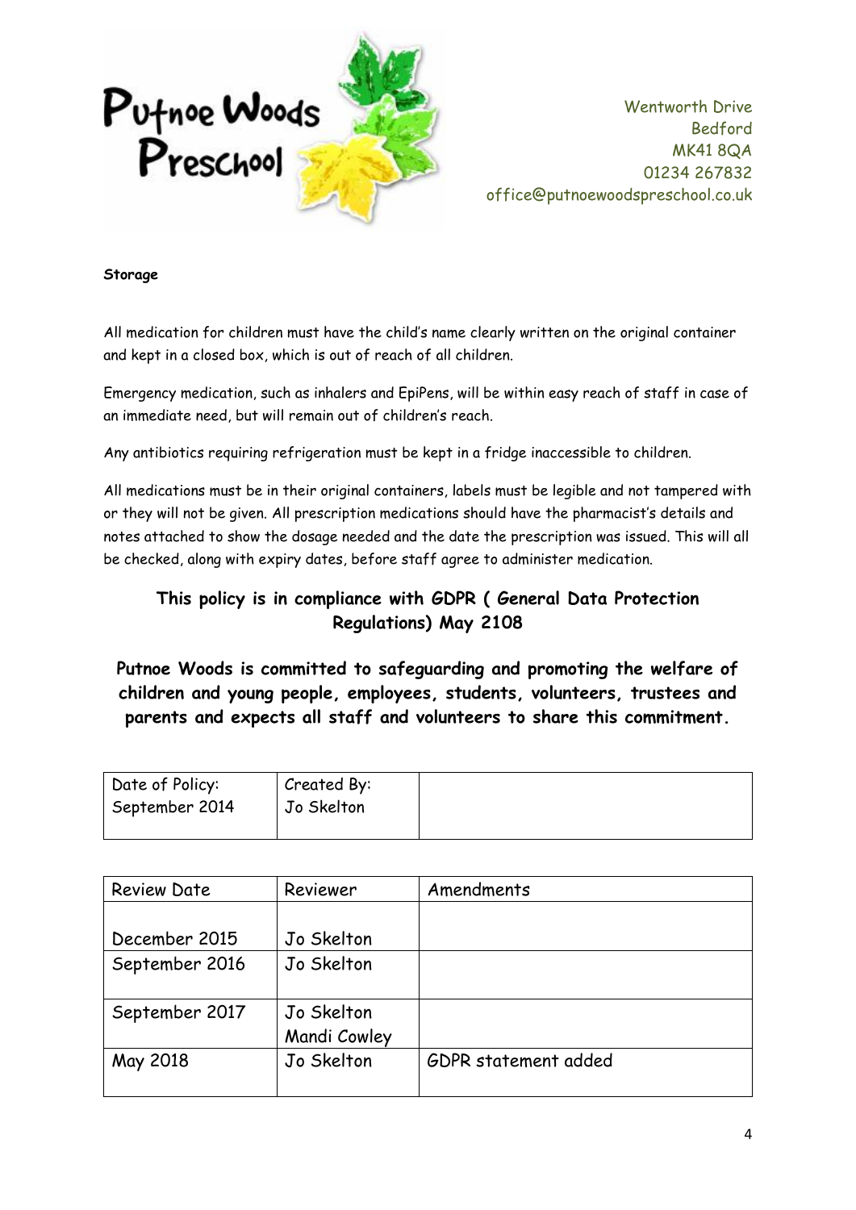Putnoe Woods Preschool

Wentworth Drive
Bedford
MK41 8QA
01234 267832
office@putnoewoodspreschool.co.uk

**Storage**

All medication for children must have the child's name clearly written on the original container and kept in a closed box, which is out of reach of all children.

Emergency medication, such as inhalers and EpiPens, will be within easy reach of staff in case of an immediate need, but will remain out of children's reach.

Any antibiotics requiring refrigeration must be kept in a fridge inaccessible to children.

All medications must be in their original containers, labels must be legible and not tampered with or they will not be given. All prescription medications should have the pharmacist's details and notes attached to show the dosage needed and the date the prescription was issued. This will all be checked, along with expiry dates, before staff agree to administer medication.

**This policy is in compliance with GDPR ( General Data Protection Regulations) May 2108**

**Putnoe Woods is committed to safeguarding and promoting the welfare of children and young people, employees, students, volunteers, trustees and parents and expects all staff and volunteers to share this commitment.**

| Date of Policy: September 2014 | Created By: Jo Skelton | |
|---|---|---|

| Review Date | Reviewer | Amendments |
|---|---|---|
| December 2015 | Jo Skelton | |
| September 2016 | Jo Skelton | |
| September 2017 | Jo Skelton Mandi Cowley | |
| May 2018 | Jo Skelton | GDPR statement added |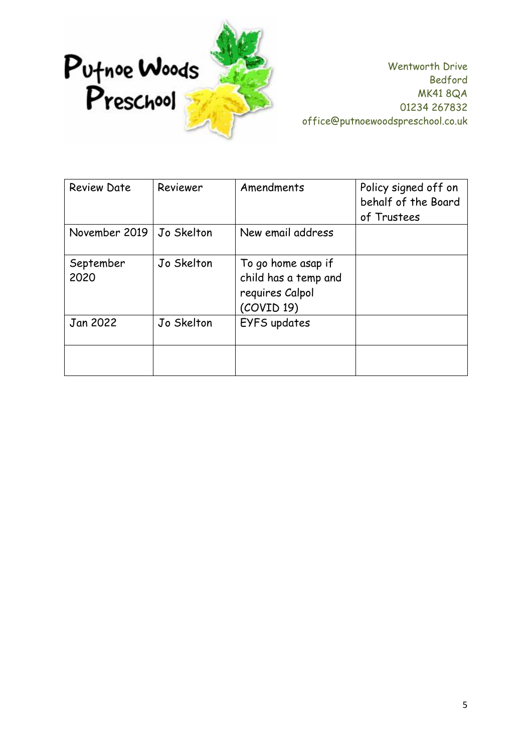Putnoe Woods Preschool

Wentworth Drive
Bedford
MK41 8QA
01234 267832
office@putnoewoodspreschool.co.uk

| Review Date | Reviewer | Amendments | Policy signed off on behalf of the Board of Trustees |
|---|---|---|---|
| November 2019 | Jo Skelton | New email address | |
| September 2020 | Jo Skelton | To go home asap if child has a temp and requires Calpol (COVID 19) | |
| Jan 2022 | Jo Skelton | EYFS updates | |
| | | | |